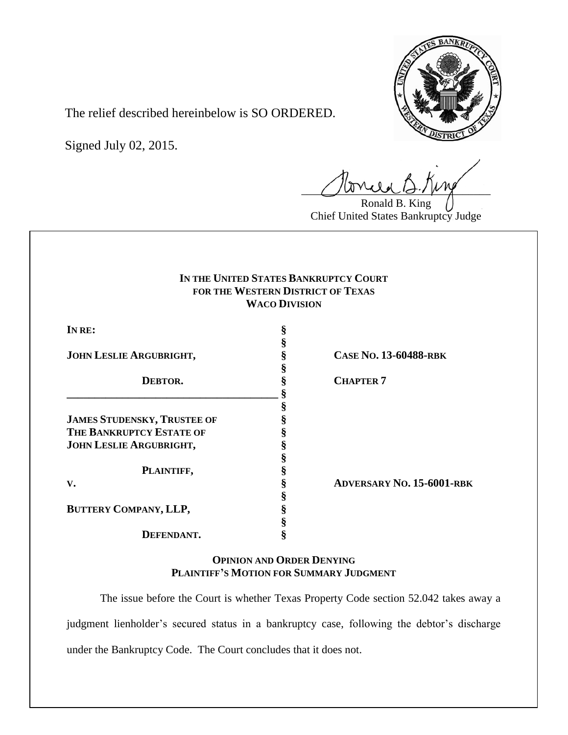The relief described hereinbelow is SO ORDERED.

Signed July 02, 2015.

Ronald B. King
Chief United States Bankruptcy Judge

**IN THE UNITED STATES BANKRUPTCY COURT**
**FOR THE WESTERN DISTRICT OF TEXAS**
**WACO DIVISION**

| | | |
|---|---|---|
| **IN RE:** | § | |
| | § | |
| **JOHN LESLIE ARGUBRIGHT,** | § | **CASE NO. 13-60488-RBK** |
| | § | |
| **DEBTOR.** | § | **CHAPTER 7** |
| | § | |
| | § | |
| **JAMES STUDENSKY, TRUSTEE OF THE BANKRUPTCY ESTATE OF JOHN LESLIE ARGUBRIGHT,** | § | |
| | § | |
| **PLAINTIFF,** | § | |
| **V.** | § | **ADVERSARY NO. 15-6001-RBK** |
| | § | |
| **BUTTERY COMPANY, LLP,** | § | |
| | § | |
| **DEFENDANT.** | § | |

**OPINION AND ORDER DENYING PLAINTIFF'S MOTION FOR SUMMARY JUDGMENT**

The issue before the Court is whether Texas Property Code section 52.042 takes away a judgment lienholder's secured status in a bankruptcy case, following the debtor's discharge under the Bankruptcy Code. The Court concludes that it does not.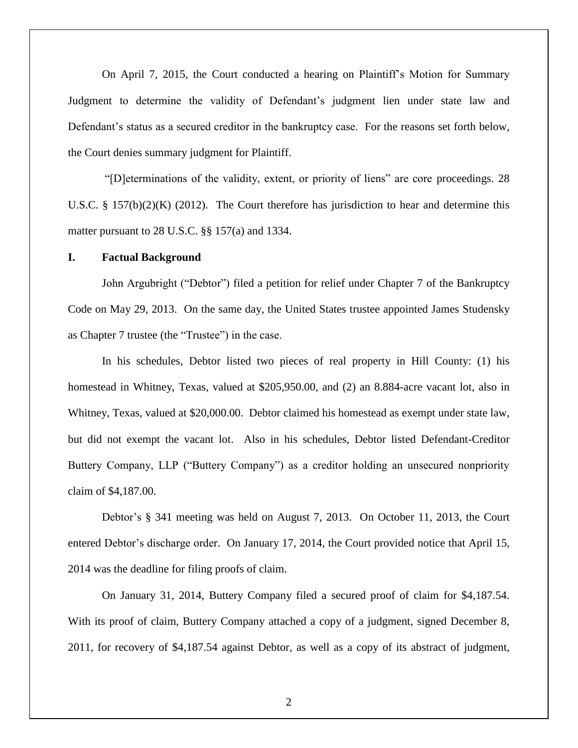On April 7, 2015, the Court conducted a hearing on Plaintiff's Motion for Summary Judgment to determine the validity of Defendant's judgment lien under state law and Defendant's status as a secured creditor in the bankruptcy case. For the reasons set forth below, the Court denies summary judgment for Plaintiff.

"[D]eterminations of the validity, extent, or priority of liens" are core proceedings. 28 U.S.C. § 157(b)(2)(K) (2012). The Court therefore has jurisdiction to hear and determine this matter pursuant to 28 U.S.C. §§ 157(a) and 1334.

## I. Factual Background

John Argubright ("Debtor") filed a petition for relief under Chapter 7 of the Bankruptcy Code on May 29, 2013. On the same day, the United States trustee appointed James Studensky as Chapter 7 trustee (the "Trustee") in the case.

In his schedules, Debtor listed two pieces of real property in Hill County: (1) his homestead in Whitney, Texas, valued at $205,950.00, and (2) an 8.884-acre vacant lot, also in Whitney, Texas, valued at $20,000.00. Debtor claimed his homestead as exempt under state law, but did not exempt the vacant lot. Also in his schedules, Debtor listed Defendant-Creditor Buttery Company, LLP ("Buttery Company") as a creditor holding an unsecured nonpriority claim of $4,187.00.

Debtor's § 341 meeting was held on August 7, 2013. On October 11, 2013, the Court entered Debtor's discharge order. On January 17, 2014, the Court provided notice that April 15, 2014 was the deadline for filing proofs of claim.

On January 31, 2014, Buttery Company filed a secured proof of claim for $4,187.54. With its proof of claim, Buttery Company attached a copy of a judgment, signed December 8, 2011, for recovery of $4,187.54 against Debtor, as well as a copy of its abstract of judgment,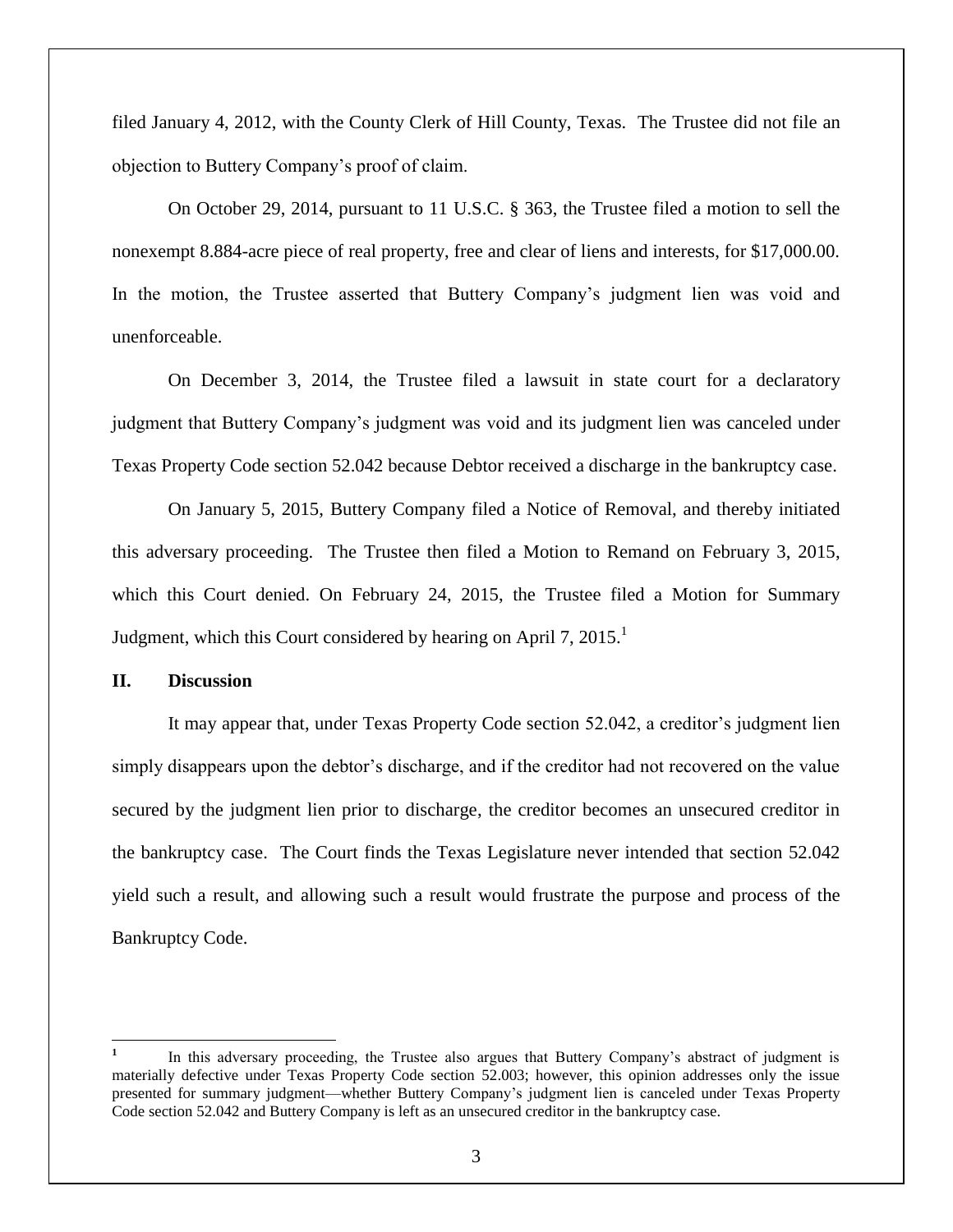filed January 4, 2012, with the County Clerk of Hill County, Texas. The Trustee did not file an objection to Buttery Company's proof of claim.

On October 29, 2014, pursuant to 11 U.S.C. § 363, the Trustee filed a motion to sell the nonexempt 8.884-acre piece of real property, free and clear of liens and interests, for $17,000.00. In the motion, the Trustee asserted that Buttery Company's judgment lien was void and unenforceable.

On December 3, 2014, the Trustee filed a lawsuit in state court for a declaratory judgment that Buttery Company's judgment was void and its judgment lien was canceled under Texas Property Code section 52.042 because Debtor received a discharge in the bankruptcy case.

On January 5, 2015, Buttery Company filed a Notice of Removal, and thereby initiated this adversary proceeding. The Trustee then filed a Motion to Remand on February 3, 2015, which this Court denied. On February 24, 2015, the Trustee filed a Motion for Summary Judgment, which this Court considered by hearing on April 7, 2015.[1]

## II. Discussion

It may appear that, under Texas Property Code section 52.042, a creditor's judgment lien simply disappears upon the debtor's discharge, and if the creditor had not recovered on the value secured by the judgment lien prior to discharge, the creditor becomes an unsecured creditor in the bankruptcy case. The Court finds the Texas Legislature never intended that section 52.042 yield such a result, and allowing such a result would frustrate the purpose and process of the Bankruptcy Code.

---

[1] In this adversary proceeding, the Trustee also argues that Buttery Company's abstract of judgment is materially defective under Texas Property Code section 52.003; however, this opinion addresses only the issue presented for summary judgment—whether Buttery Company's judgment lien is canceled under Texas Property Code section 52.042 and Buttery Company is left as an unsecured creditor in the bankruptcy case.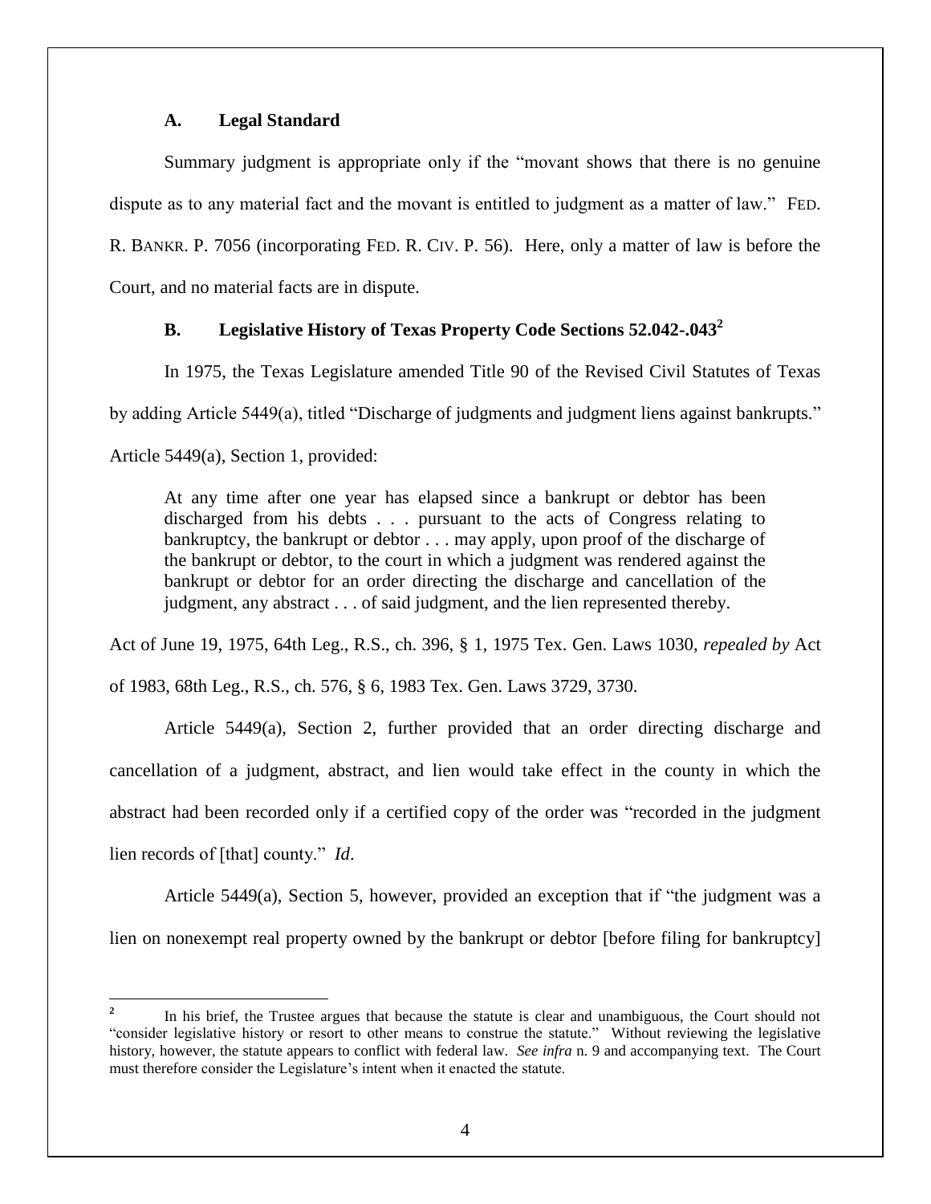### A. Legal Standard

Summary judgment is appropriate only if the "movant shows that there is no genuine dispute as to any material fact and the movant is entitled to judgment as a matter of law." FED. R. BANKR. P. 7056 (incorporating FED. R. CIV. P. 56). Here, only a matter of law is before the Court, and no material facts are in dispute.

### B. Legislative History of Texas Property Code Sections 52.042-.043[2]

In 1975, the Texas Legislature amended Title 90 of the Revised Civil Statutes of Texas by adding Article 5449(a), titled "Discharge of judgments and judgment liens against bankrupts." Article 5449(a), Section 1, provided:

> At any time after one year has elapsed since a bankrupt or debtor has been discharged from his debts . . . pursuant to the acts of Congress relating to bankruptcy, the bankrupt or debtor . . . may apply, upon proof of the discharge of the bankrupt or debtor, to the court in which a judgment was rendered against the bankrupt or debtor for an order directing the discharge and cancellation of the judgment, any abstract . . . of said judgment, and the lien represented thereby.

Act of June 19, 1975, 64th Leg., R.S., ch. 396, § 1, 1975 Tex. Gen. Laws 1030, *repealed by* Act of 1983, 68th Leg., R.S., ch. 576, § 6, 1983 Tex. Gen. Laws 3729, 3730.

Article 5449(a), Section 2, further provided that an order directing discharge and cancellation of a judgment, abstract, and lien would take effect in the county in which the abstract had been recorded only if a certified copy of the order was "recorded in the judgment lien records of [that] county." *Id*.

Article 5449(a), Section 5, however, provided an exception that if "the judgment was a lien on nonexempt real property owned by the bankrupt or debtor [before filing for bankruptcy]

---

[2] In his brief, the Trustee argues that because the statute is clear and unambiguous, the Court should not "consider legislative history or resort to other means to construe the statute." Without reviewing the legislative history, however, the statute appears to conflict with federal law. *See infra* n. 9 and accompanying text. The Court must therefore consider the Legislature's intent when it enacted the statute.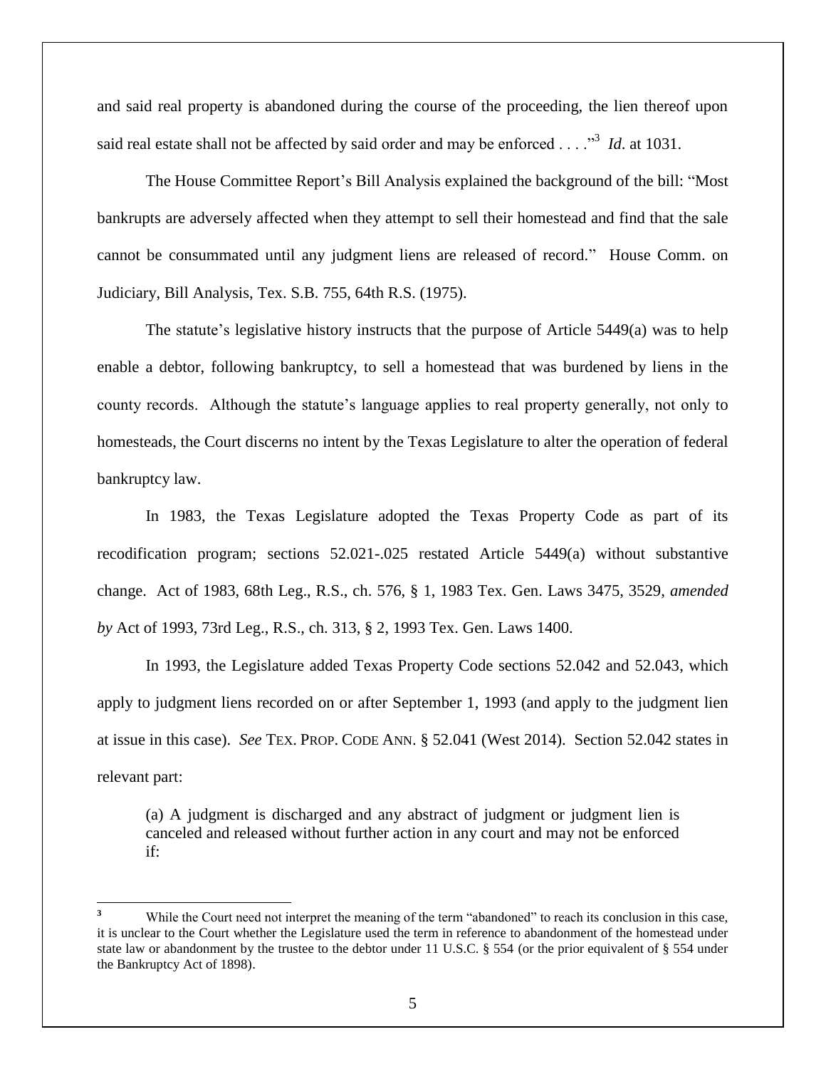and said real property is abandoned during the course of the proceeding, the lien thereof upon said real estate shall not be affected by said order and may be enforced . . . ."[3] *Id*. at 1031.

The House Committee Report's Bill Analysis explained the background of the bill: "Most bankrupts are adversely affected when they attempt to sell their homestead and find that the sale cannot be consummated until any judgment liens are released of record." House Comm. on Judiciary, Bill Analysis, Tex. S.B. 755, 64th R.S. (1975).

The statute's legislative history instructs that the purpose of Article 5449(a) was to help enable a debtor, following bankruptcy, to sell a homestead that was burdened by liens in the county records. Although the statute's language applies to real property generally, not only to homesteads, the Court discerns no intent by the Texas Legislature to alter the operation of federal bankruptcy law.

In 1983, the Texas Legislature adopted the Texas Property Code as part of its recodification program; sections 52.021-.025 restated Article 5449(a) without substantive change. Act of 1983, 68th Leg., R.S., ch. 576, § 1, 1983 Tex. Gen. Laws 3475, 3529, *amended by* Act of 1993, 73rd Leg., R.S., ch. 313, § 2, 1993 Tex. Gen. Laws 1400.

In 1993, the Legislature added Texas Property Code sections 52.042 and 52.043, which apply to judgment liens recorded on or after September 1, 1993 (and apply to the judgment lien at issue in this case). *See* TEX. PROP. CODE ANN. § 52.041 (West 2014). Section 52.042 states in relevant part:

> (a) A judgment is discharged and any abstract of judgment or judgment lien is canceled and released without further action in any court and may not be enforced if:

---

[3] While the Court need not interpret the meaning of the term "abandoned" to reach its conclusion in this case, it is unclear to the Court whether the Legislature used the term in reference to abandonment of the homestead under state law or abandonment by the trustee to the debtor under 11 U.S.C. § 554 (or the prior equivalent of § 554 under the Bankruptcy Act of 1898).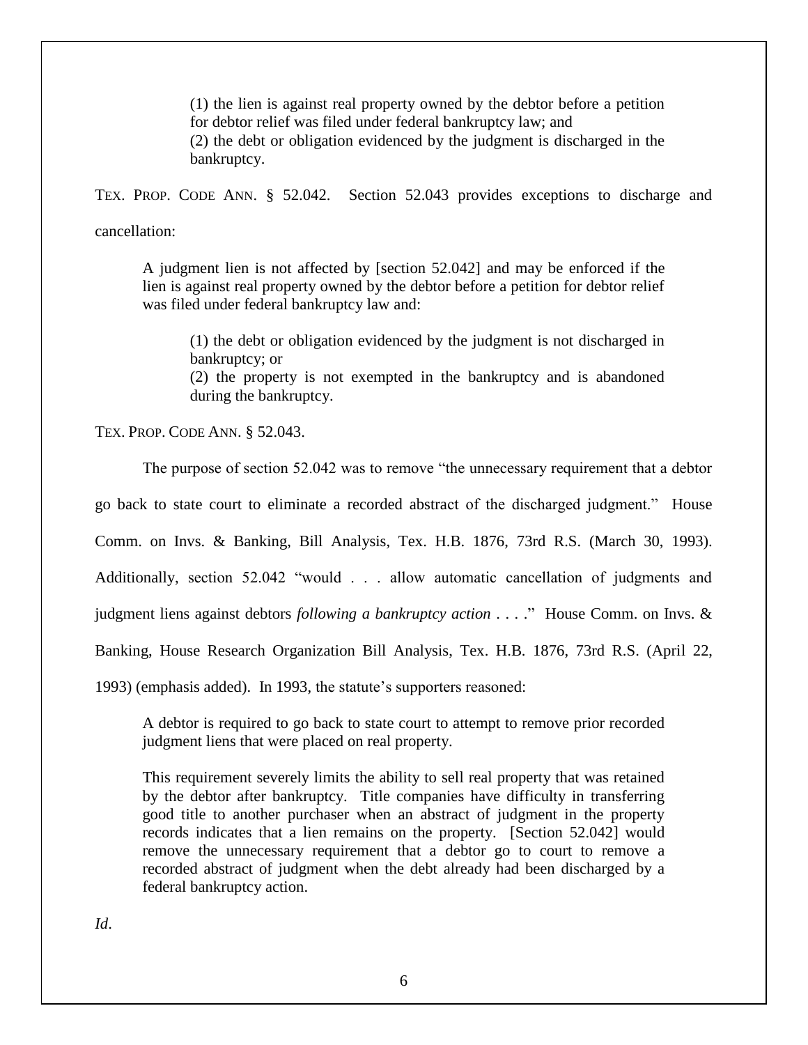> (1) the lien is against real property owned by the debtor before a petition for debtor relief was filed under federal bankruptcy law; and
> (2) the debt or obligation evidenced by the judgment is discharged in the bankruptcy.

TEX. PROP. CODE ANN. § 52.042. Section 52.043 provides exceptions to discharge and cancellation:

> A judgment lien is not affected by [section 52.042] and may be enforced if the lien is against real property owned by the debtor before a petition for debtor relief was filed under federal bankruptcy law and:
>
> > (1) the debt or obligation evidenced by the judgment is not discharged in bankruptcy; or
> > (2) the property is not exempted in the bankruptcy and is abandoned during the bankruptcy.

TEX. PROP. CODE ANN. § 52.043.

The purpose of section 52.042 was to remove "the unnecessary requirement that a debtor go back to state court to eliminate a recorded abstract of the discharged judgment." House Comm. on Invs. & Banking, Bill Analysis, Tex. H.B. 1876, 73rd R.S. (March 30, 1993). Additionally, section 52.042 "would . . . allow automatic cancellation of judgments and judgment liens against debtors *following a bankruptcy action* . . . ." House Comm. on Invs. & Banking, House Research Organization Bill Analysis, Tex. H.B. 1876, 73rd R.S. (April 22, 1993) (emphasis added). In 1993, the statute's supporters reasoned:

> A debtor is required to go back to state court to attempt to remove prior recorded judgment liens that were placed on real property.
>
> This requirement severely limits the ability to sell real property that was retained by the debtor after bankruptcy. Title companies have difficulty in transferring good title to another purchaser when an abstract of judgment in the property records indicates that a lien remains on the property. [Section 52.042] would remove the unnecessary requirement that a debtor go to court to remove a recorded abstract of judgment when the debt already had been discharged by a federal bankruptcy action.

*Id*.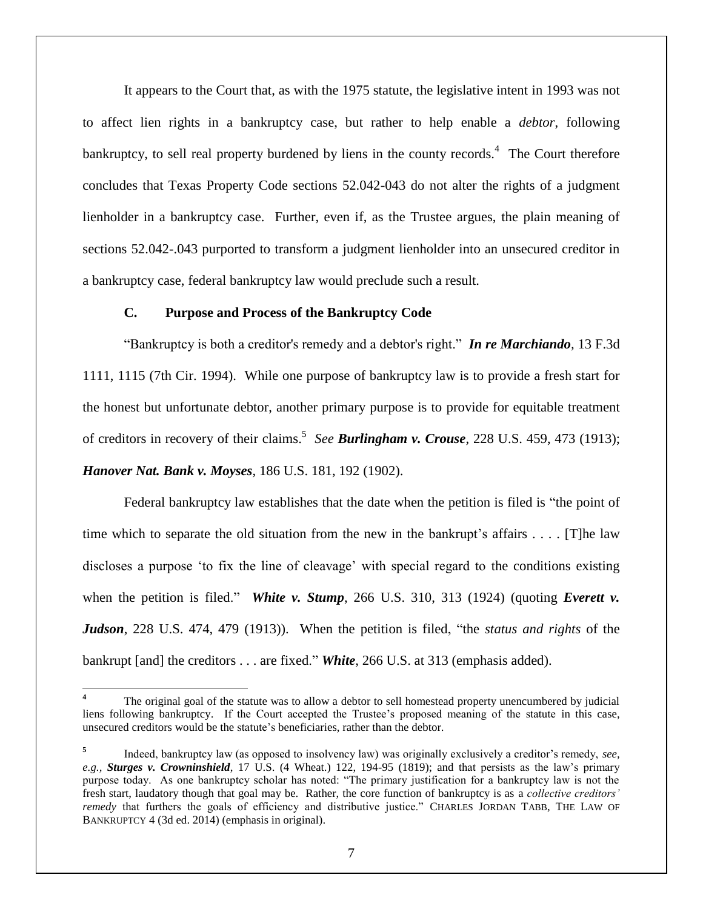It appears to the Court that, as with the 1975 statute, the legislative intent in 1993 was not to affect lien rights in a bankruptcy case, but rather to help enable a *debtor*, following bankruptcy, to sell real property burdened by liens in the county records.[4] The Court therefore concludes that Texas Property Code sections 52.042-043 do not alter the rights of a judgment lienholder in a bankruptcy case. Further, even if, as the Trustee argues, the plain meaning of sections 52.042-.043 purported to transform a judgment lienholder into an unsecured creditor in a bankruptcy case, federal bankruptcy law would preclude such a result.

### C. Purpose and Process of the Bankruptcy Code

"Bankruptcy is both a creditor's remedy and a debtor's right." ***In re Marchiando***, 13 F.3d 1111, 1115 (7th Cir. 1994). While one purpose of bankruptcy law is to provide a fresh start for the honest but unfortunate debtor, another primary purpose is to provide for equitable treatment of creditors in recovery of their claims.[5] *See* ***Burlingham v. Crouse***, 228 U.S. 459, 473 (1913); ***Hanover Nat. Bank v. Moyses***, 186 U.S. 181, 192 (1902).

Federal bankruptcy law establishes that the date when the petition is filed is "the point of time which to separate the old situation from the new in the bankrupt's affairs . . . . [T]he law discloses a purpose 'to fix the line of cleavage' with special regard to the conditions existing when the petition is filed." ***White v. Stump***, 266 U.S. 310, 313 (1924) (quoting ***Everett v. Judson***, 228 U.S. 474, 479 (1913)). When the petition is filed, "the *status and rights* of the bankrupt [and] the creditors . . . are fixed." ***White***, 266 U.S. at 313 (emphasis added).

---

[4] The original goal of the statute was to allow a debtor to sell homestead property unencumbered by judicial liens following bankruptcy. If the Court accepted the Trustee's proposed meaning of the statute in this case, unsecured creditors would be the statute's beneficiaries, rather than the debtor.

[5] Indeed, bankruptcy law (as opposed to insolvency law) was originally exclusively a creditor's remedy, *see, e.g.*, ***Sturges v. Crowninshield***, 17 U.S. (4 Wheat.) 122, 194-95 (1819); and that persists as the law's primary purpose today. As one bankruptcy scholar has noted: "The primary justification for a bankruptcy law is not the fresh start, laudatory though that goal may be. Rather, the core function of bankruptcy is as a *collective creditors' remedy* that furthers the goals of efficiency and distributive justice." CHARLES JORDAN TABB, THE LAW OF BANKRUPTCY 4 (3d ed. 2014) (emphasis in original).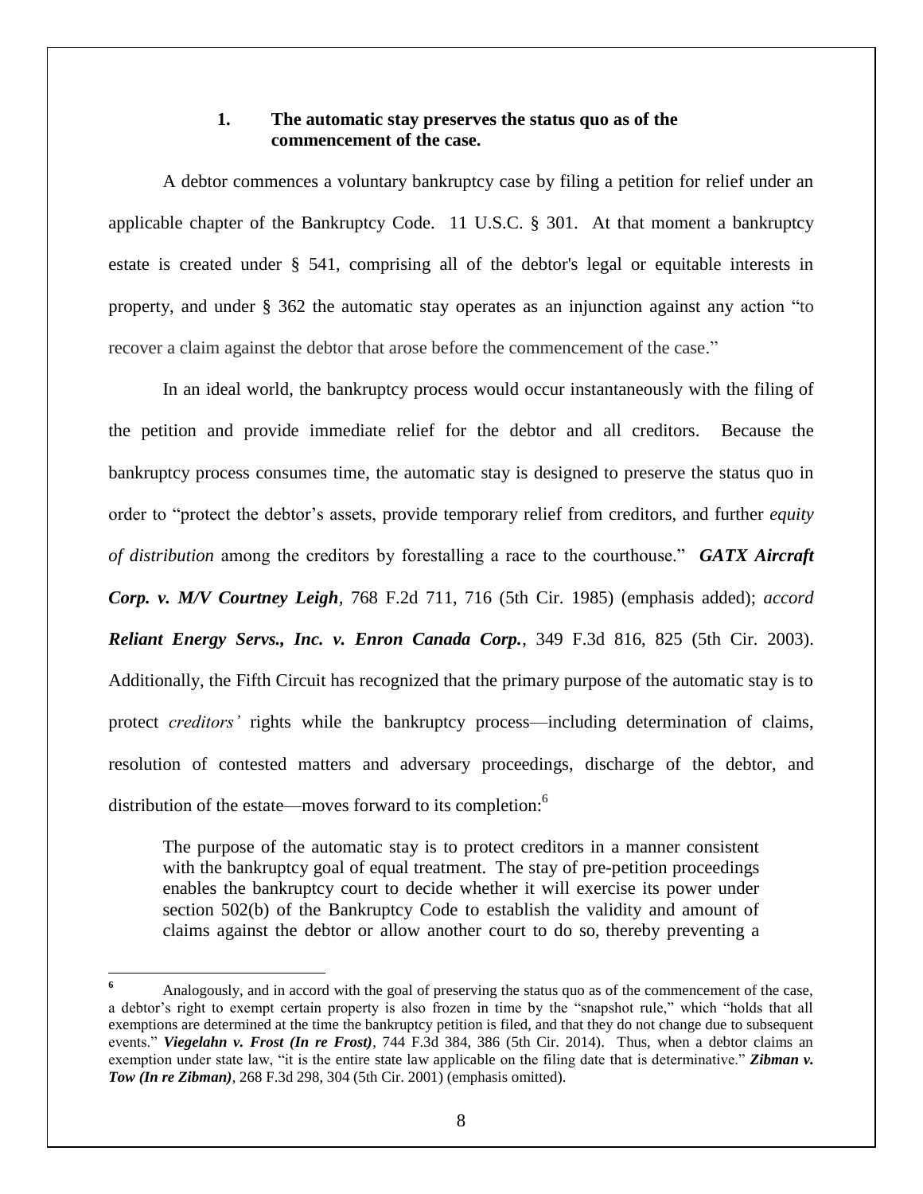### 1. The automatic stay preserves the status quo as of the commencement of the case.

A debtor commences a voluntary bankruptcy case by filing a petition for relief under an applicable chapter of the Bankruptcy Code. 11 U.S.C. § 301. At that moment a bankruptcy estate is created under § 541, comprising all of the debtor's legal or equitable interests in property, and under § 362 the automatic stay operates as an injunction against any action "to recover a claim against the debtor that arose before the commencement of the case."

In an ideal world, the bankruptcy process would occur instantaneously with the filing of the petition and provide immediate relief for the debtor and all creditors. Because the bankruptcy process consumes time, the automatic stay is designed to preserve the status quo in order to "protect the debtor's assets, provide temporary relief from creditors, and further *equity of distribution* among the creditors by forestalling a race to the courthouse." ***GATX Aircraft Corp. v. M/V Courtney Leigh***, 768 F.2d 711, 716 (5th Cir. 1985) (emphasis added); *accord* ***Reliant Energy Servs., Inc. v. Enron Canada Corp.***, 349 F.3d 816, 825 (5th Cir. 2003). Additionally, the Fifth Circuit has recognized that the primary purpose of the automatic stay is to protect *creditors'* rights while the bankruptcy process—including determination of claims, resolution of contested matters and adversary proceedings, discharge of the debtor, and distribution of the estate—moves forward to its completion:[6]

> The purpose of the automatic stay is to protect creditors in a manner consistent with the bankruptcy goal of equal treatment. The stay of pre-petition proceedings enables the bankruptcy court to decide whether it will exercise its power under section 502(b) of the Bankruptcy Code to establish the validity and amount of claims against the debtor or allow another court to do so, thereby preventing a

---

[6] Analogously, and in accord with the goal of preserving the status quo as of the commencement of the case, a debtor's right to exempt certain property is also frozen in time by the "snapshot rule," which "holds that all exemptions are determined at the time the bankruptcy petition is filed, and that they do not change due to subsequent events." ***Viegelahn v. Frost (In re Frost)***, 744 F.3d 384, 386 (5th Cir. 2014). Thus, when a debtor claims an exemption under state law, "it is the entire state law applicable on the filing date that is determinative." ***Zibman v. Tow (In re Zibman)***, 268 F.3d 298, 304 (5th Cir. 2001) (emphasis omitted).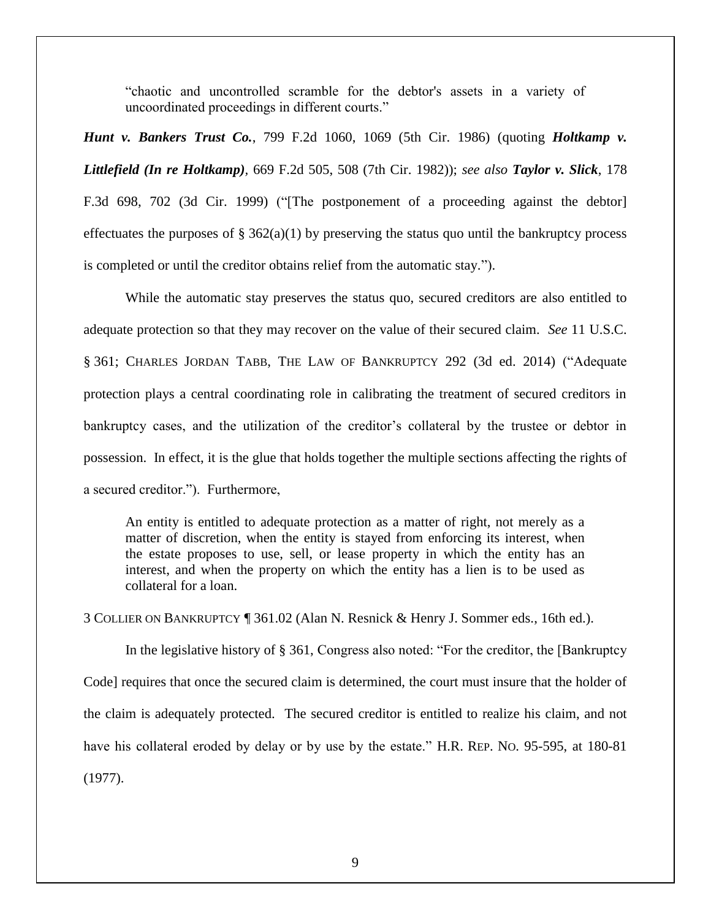> "chaotic and uncontrolled scramble for the debtor's assets in a variety of uncoordinated proceedings in different courts."

***Hunt v. Bankers Trust Co.***, 799 F.2d 1060, 1069 (5th Cir. 1986) (quoting ***Holtkamp v. Littlefield (In re Holtkamp)***, 669 F.2d 505, 508 (7th Cir. 1982)); *see also* ***Taylor v. Slick***, 178 F.3d 698, 702 (3d Cir. 1999) ("[The postponement of a proceeding against the debtor] effectuates the purposes of § 362(a)(1) by preserving the status quo until the bankruptcy process is completed or until the creditor obtains relief from the automatic stay.").

While the automatic stay preserves the status quo, secured creditors are also entitled to adequate protection so that they may recover on the value of their secured claim. *See* 11 U.S.C. § 361; CHARLES JORDAN TABB, THE LAW OF BANKRUPTCY 292 (3d ed. 2014) ("Adequate protection plays a central coordinating role in calibrating the treatment of secured creditors in bankruptcy cases, and the utilization of the creditor's collateral by the trustee or debtor in possession. In effect, it is the glue that holds together the multiple sections affecting the rights of a secured creditor."). Furthermore,

> An entity is entitled to adequate protection as a matter of right, not merely as a matter of discretion, when the entity is stayed from enforcing its interest, when the estate proposes to use, sell, or lease property in which the entity has an interest, and when the property on which the entity has a lien is to be used as collateral for a loan.

3 COLLIER ON BANKRUPTCY ¶ 361.02 (Alan N. Resnick & Henry J. Sommer eds., 16th ed.).

In the legislative history of § 361, Congress also noted: "For the creditor, the [Bankruptcy Code] requires that once the secured claim is determined, the court must insure that the holder of the claim is adequately protected. The secured creditor is entitled to realize his claim, and not have his collateral eroded by delay or by use by the estate." H.R. REP. NO. 95-595, at 180-81 (1977).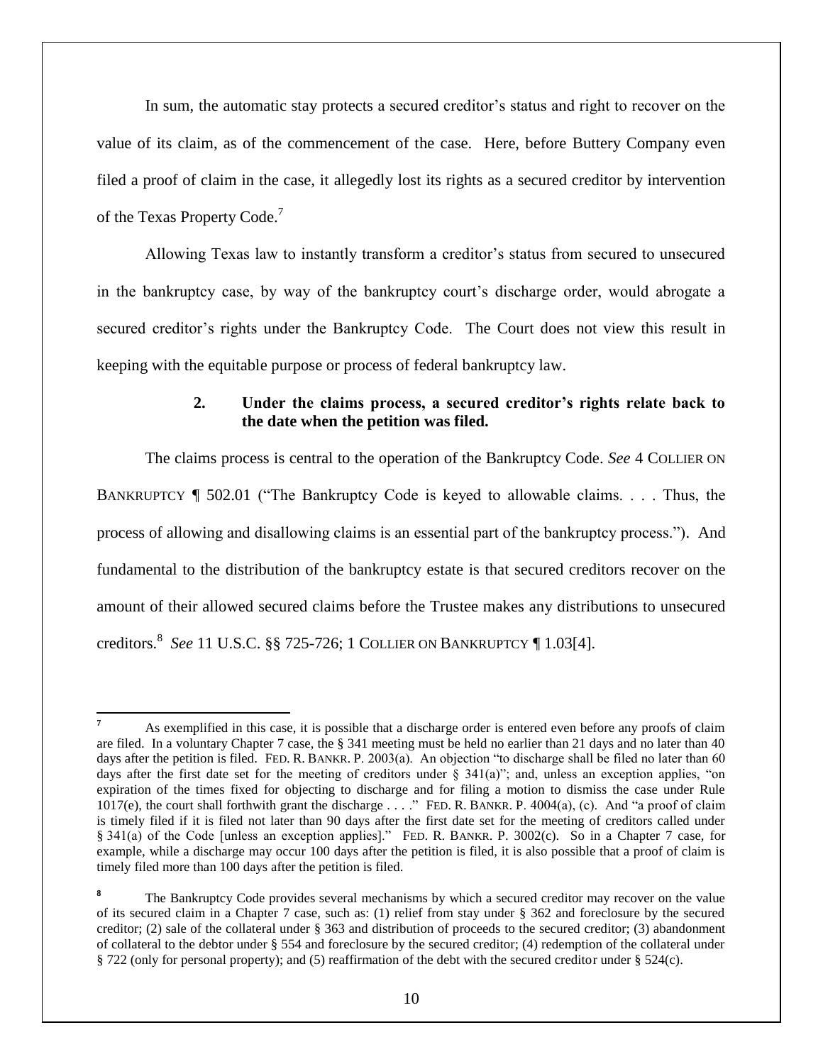In sum, the automatic stay protects a secured creditor's status and right to recover on the value of its claim, as of the commencement of the case. Here, before Buttery Company even filed a proof of claim in the case, it allegedly lost its rights as a secured creditor by intervention of the Texas Property Code.[7]

Allowing Texas law to instantly transform a creditor's status from secured to unsecured in the bankruptcy case, by way of the bankruptcy court's discharge order, would abrogate a secured creditor's rights under the Bankruptcy Code. The Court does not view this result in keeping with the equitable purpose or process of federal bankruptcy law.

### 2. Under the claims process, a secured creditor's rights relate back to the date when the petition was filed.

The claims process is central to the operation of the Bankruptcy Code. *See* 4 COLLIER ON BANKRUPTCY ¶ 502.01 ("The Bankruptcy Code is keyed to allowable claims. . . . Thus, the process of allowing and disallowing claims is an essential part of the bankruptcy process."). And fundamental to the distribution of the bankruptcy estate is that secured creditors recover on the amount of their allowed secured claims before the Trustee makes any distributions to unsecured creditors.[8] *See* 11 U.S.C. §§ 725-726; 1 COLLIER ON BANKRUPTCY ¶ 1.03[4].

---

[7] As exemplified in this case, it is possible that a discharge order is entered even before any proofs of claim are filed. In a voluntary Chapter 7 case, the § 341 meeting must be held no earlier than 21 days and no later than 40 days after the petition is filed. FED. R. BANKR. P. 2003(a). An objection "to discharge shall be filed no later than 60 days after the first date set for the meeting of creditors under § 341(a)"; and, unless an exception applies, "on expiration of the times fixed for objecting to discharge and for filing a motion to dismiss the case under Rule 1017(e), the court shall forthwith grant the discharge . . . ." FED. R. BANKR. P. 4004(a), (c). And "a proof of claim is timely filed if it is filed not later than 90 days after the first date set for the meeting of creditors called under § 341(a) of the Code [unless an exception applies]." FED. R. BANKR. P. 3002(c). So in a Chapter 7 case, for example, while a discharge may occur 100 days after the petition is filed, it is also possible that a proof of claim is timely filed more than 100 days after the petition is filed.

[8] The Bankruptcy Code provides several mechanisms by which a secured creditor may recover on the value of its secured claim in a Chapter 7 case, such as: (1) relief from stay under § 362 and foreclosure by the secured creditor; (2) sale of the collateral under § 363 and distribution of proceeds to the secured creditor; (3) abandonment of collateral to the debtor under § 554 and foreclosure by the secured creditor; (4) redemption of the collateral under § 722 (only for personal property); and (5) reaffirmation of the debt with the secured creditor under § 524(c).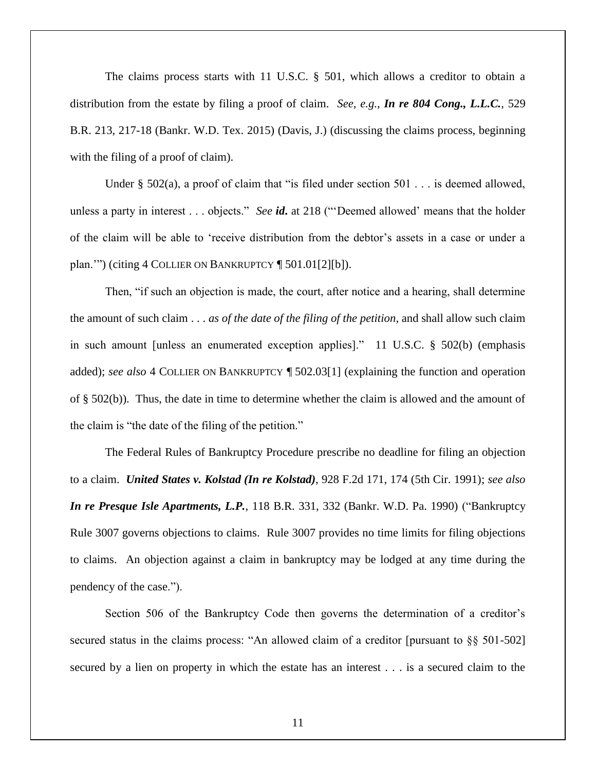The claims process starts with 11 U.S.C. § 501, which allows a creditor to obtain a distribution from the estate by filing a proof of claim. *See, e.g.*, ***In re 804 Cong., L.L.C.***, 529 B.R. 213, 217-18 (Bankr. W.D. Tex. 2015) (Davis, J.) (discussing the claims process, beginning with the filing of a proof of claim).

Under § 502(a), a proof of claim that "is filed under section 501 . . . is deemed allowed, unless a party in interest . . . objects." *See* ***id.*** at 218 ("'Deemed allowed' means that the holder of the claim will be able to 'receive distribution from the debtor's assets in a case or under a plan.'") (citing 4 COLLIER ON BANKRUPTCY ¶ 501.01[2][b]).

Then, "if such an objection is made, the court, after notice and a hearing, shall determine the amount of such claim . . . *as of the date of the filing of the petition*, and shall allow such claim in such amount [unless an enumerated exception applies]." 11 U.S.C. § 502(b) (emphasis added); *see also* 4 COLLIER ON BANKRUPTCY ¶ 502.03[1] (explaining the function and operation of § 502(b)). Thus, the date in time to determine whether the claim is allowed and the amount of the claim is "the date of the filing of the petition."

The Federal Rules of Bankruptcy Procedure prescribe no deadline for filing an objection to a claim. ***United States v. Kolstad (In re Kolstad)***, 928 F.2d 171, 174 (5th Cir. 1991); *see also* ***In re Presque Isle Apartments, L.P.***, 118 B.R. 331, 332 (Bankr. W.D. Pa. 1990) ("Bankruptcy Rule 3007 governs objections to claims. Rule 3007 provides no time limits for filing objections to claims. An objection against a claim in bankruptcy may be lodged at any time during the pendency of the case.").

Section 506 of the Bankruptcy Code then governs the determination of a creditor's secured status in the claims process: "An allowed claim of a creditor [pursuant to §§ 501-502] secured by a lien on property in which the estate has an interest . . . is a secured claim to the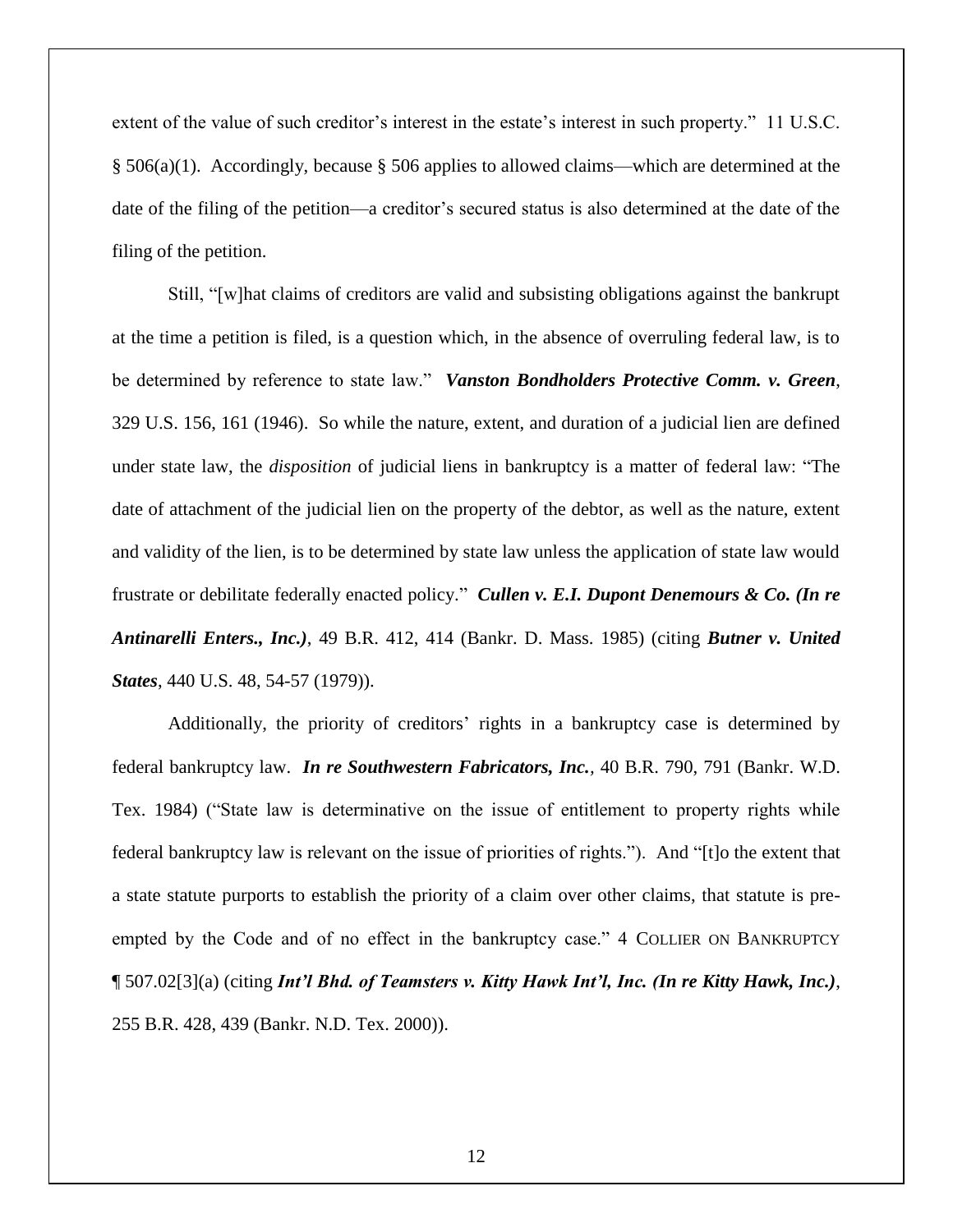extent of the value of such creditor's interest in the estate's interest in such property." 11 U.S.C. § 506(a)(1). Accordingly, because § 506 applies to allowed claims—which are determined at the date of the filing of the petition—a creditor's secured status is also determined at the date of the filing of the petition.

Still, "[w]hat claims of creditors are valid and subsisting obligations against the bankrupt at the time a petition is filed, is a question which, in the absence of overruling federal law, is to be determined by reference to state law." ***Vanston Bondholders Protective Comm. v. Green***, 329 U.S. 156, 161 (1946). So while the nature, extent, and duration of a judicial lien are defined under state law, the *disposition* of judicial liens in bankruptcy is a matter of federal law: "The date of attachment of the judicial lien on the property of the debtor, as well as the nature, extent and validity of the lien, is to be determined by state law unless the application of state law would frustrate or debilitate federally enacted policy." ***Cullen v. E.I. Dupont Denemours & Co. (In re Antinarelli Enters., Inc.)***, 49 B.R. 412, 414 (Bankr. D. Mass. 1985) (citing ***Butner v. United States***, 440 U.S. 48, 54-57 (1979)).

Additionally, the priority of creditors' rights in a bankruptcy case is determined by federal bankruptcy law. ***In re Southwestern Fabricators, Inc.***, 40 B.R. 790, 791 (Bankr. W.D. Tex. 1984) ("State law is determinative on the issue of entitlement to property rights while federal bankruptcy law is relevant on the issue of priorities of rights."). And "[t]o the extent that a state statute purports to establish the priority of a claim over other claims, that statute is pre-empted by the Code and of no effect in the bankruptcy case." 4 COLLIER ON BANKRUPTCY ¶ 507.02[3](a) (citing ***Int'l Bhd. of Teamsters v. Kitty Hawk Int'l, Inc. (In re Kitty Hawk, Inc.)***, 255 B.R. 428, 439 (Bankr. N.D. Tex. 2000)).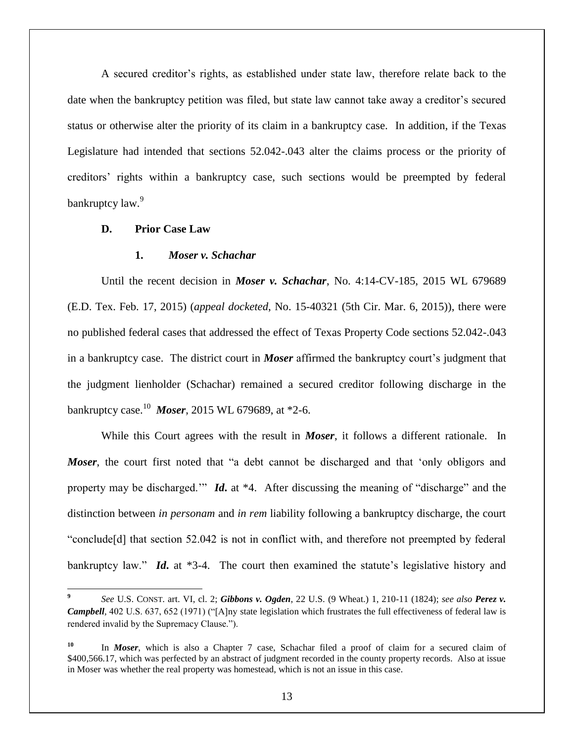A secured creditor's rights, as established under state law, therefore relate back to the date when the bankruptcy petition was filed, but state law cannot take away a creditor's secured status or otherwise alter the priority of its claim in a bankruptcy case. In addition, if the Texas Legislature had intended that sections 52.042-.043 alter the claims process or the priority of creditors' rights within a bankruptcy case, such sections would be preempted by federal bankruptcy law.[9]

### D. Prior Case Law

#### 1. *Moser v. Schachar*

Until the recent decision in ***Moser v. Schachar***, No. 4:14-CV-185, 2015 WL 679689 (E.D. Tex. Feb. 17, 2015) (*appeal docketed*, No. 15-40321 (5th Cir. Mar. 6, 2015)), there were no published federal cases that addressed the effect of Texas Property Code sections 52.042-.043 in a bankruptcy case. The district court in ***Moser*** affirmed the bankruptcy court's judgment that the judgment lienholder (Schachar) remained a secured creditor following discharge in the bankruptcy case.[10] ***Moser***, 2015 WL 679689, at *2-6.

While this Court agrees with the result in ***Moser***, it follows a different rationale. In ***Moser***, the court first noted that "a debt cannot be discharged and that 'only obligors and property may be discharged.'" ***Id.*** at *4. After discussing the meaning of "discharge" and the distinction between *in personam* and *in rem* liability following a bankruptcy discharge, the court "conclude[d] that section 52.042 is not in conflict with, and therefore not preempted by federal bankruptcy law." ***Id.*** at *3-4. The court then examined the statute's legislative history and

---

[9] *See* U.S. CONST. art. VI, cl. 2; ***Gibbons v. Ogden***, 22 U.S. (9 Wheat.) 1, 210-11 (1824); *see also* ***Perez v. Campbell***, 402 U.S. 637, 652 (1971) ("[A]ny state legislation which frustrates the full effectiveness of federal law is rendered invalid by the Supremacy Clause.").

[10] In ***Moser***, which is also a Chapter 7 case, Schachar filed a proof of claim for a secured claim of $400,566.17, which was perfected by an abstract of judgment recorded in the county property records. Also at issue in Moser was whether the real property was homestead, which is not an issue in this case.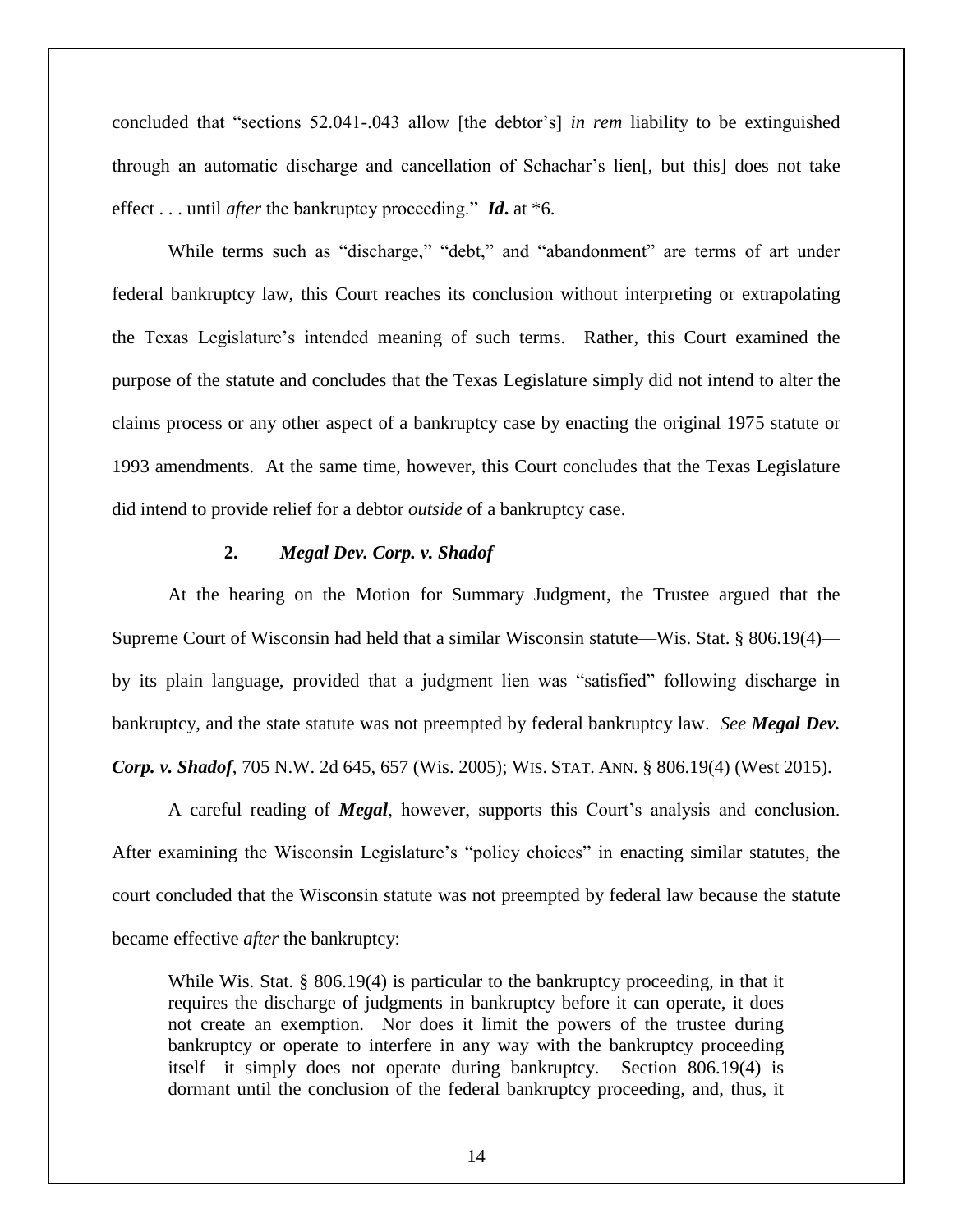concluded that "sections 52.041-.043 allow [the debtor's] *in rem* liability to be extinguished through an automatic discharge and cancellation of Schachar's lien[, but this] does not take effect . . . until *after* the bankruptcy proceeding." ***Id.*** at *6.

While terms such as "discharge," "debt," and "abandonment" are terms of art under federal bankruptcy law, this Court reaches its conclusion without interpreting or extrapolating the Texas Legislature's intended meaning of such terms. Rather, this Court examined the purpose of the statute and concludes that the Texas Legislature simply did not intend to alter the claims process or any other aspect of a bankruptcy case by enacting the original 1975 statute or 1993 amendments. At the same time, however, this Court concludes that the Texas Legislature did intend to provide relief for a debtor *outside* of a bankruptcy case.

### 2. *Megal Dev. Corp. v. Shadof*

At the hearing on the Motion for Summary Judgment, the Trustee argued that the Supreme Court of Wisconsin had held that a similar Wisconsin statute—Wis. Stat. § 806.19(4)—by its plain language, provided that a judgment lien was "satisfied" following discharge in bankruptcy, and the state statute was not preempted by federal bankruptcy law. *See* ***Megal Dev. Corp. v. Shadof***, 705 N.W. 2d 645, 657 (Wis. 2005); WIS. STAT. ANN. § 806.19(4) (West 2015).

A careful reading of ***Megal***, however, supports this Court's analysis and conclusion. After examining the Wisconsin Legislature's "policy choices" in enacting similar statutes, the court concluded that the Wisconsin statute was not preempted by federal law because the statute became effective *after* the bankruptcy:

> While Wis. Stat. § 806.19(4) is particular to the bankruptcy proceeding, in that it requires the discharge of judgments in bankruptcy before it can operate, it does not create an exemption. Nor does it limit the powers of the trustee during bankruptcy or operate to interfere in any way with the bankruptcy proceeding itself—it simply does not operate during bankruptcy. Section 806.19(4) is dormant until the conclusion of the federal bankruptcy proceeding, and, thus, it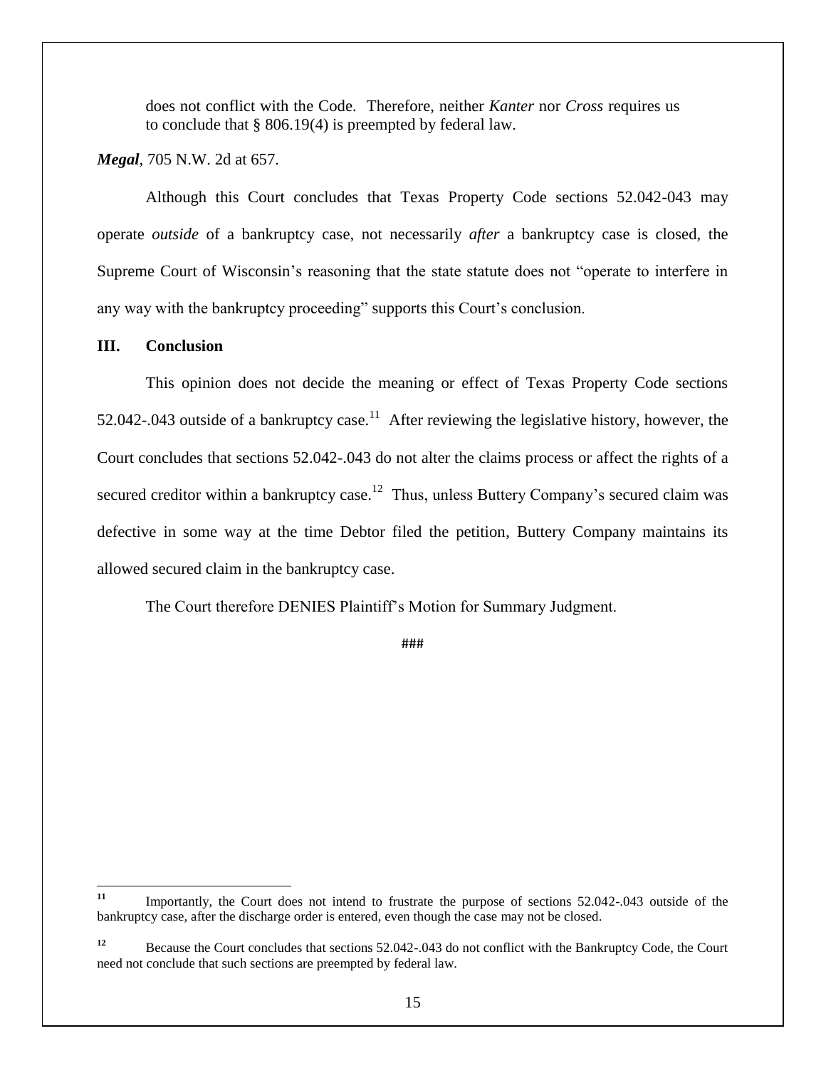does not conflict with the Code. Therefore, neither *Kanter* nor *Cross* requires us to conclude that § 806.19(4) is preempted by federal law.

***Megal***, 705 N.W. 2d at 657.

Although this Court concludes that Texas Property Code sections 52.042-043 may operate *outside* of a bankruptcy case, not necessarily *after* a bankruptcy case is closed, the Supreme Court of Wisconsin's reasoning that the state statute does not "operate to interfere in any way with the bankruptcy proceeding" supports this Court's conclusion.

## III. Conclusion

This opinion does not decide the meaning or effect of Texas Property Code sections 52.042-.043 outside of a bankruptcy case.[11] After reviewing the legislative history, however, the Court concludes that sections 52.042-.043 do not alter the claims process or affect the rights of a secured creditor within a bankruptcy case.[12] Thus, unless Buttery Company's secured claim was defective in some way at the time Debtor filed the petition, Buttery Company maintains its allowed secured claim in the bankruptcy case.

The Court therefore DENIES Plaintiff's Motion for Summary Judgment.

###

---

[11] Importantly, the Court does not intend to frustrate the purpose of sections 52.042-.043 outside of the bankruptcy case, after the discharge order is entered, even though the case may not be closed.

[12] Because the Court concludes that sections 52.042-.043 do not conflict with the Bankruptcy Code, the Court need not conclude that such sections are preempted by federal law.